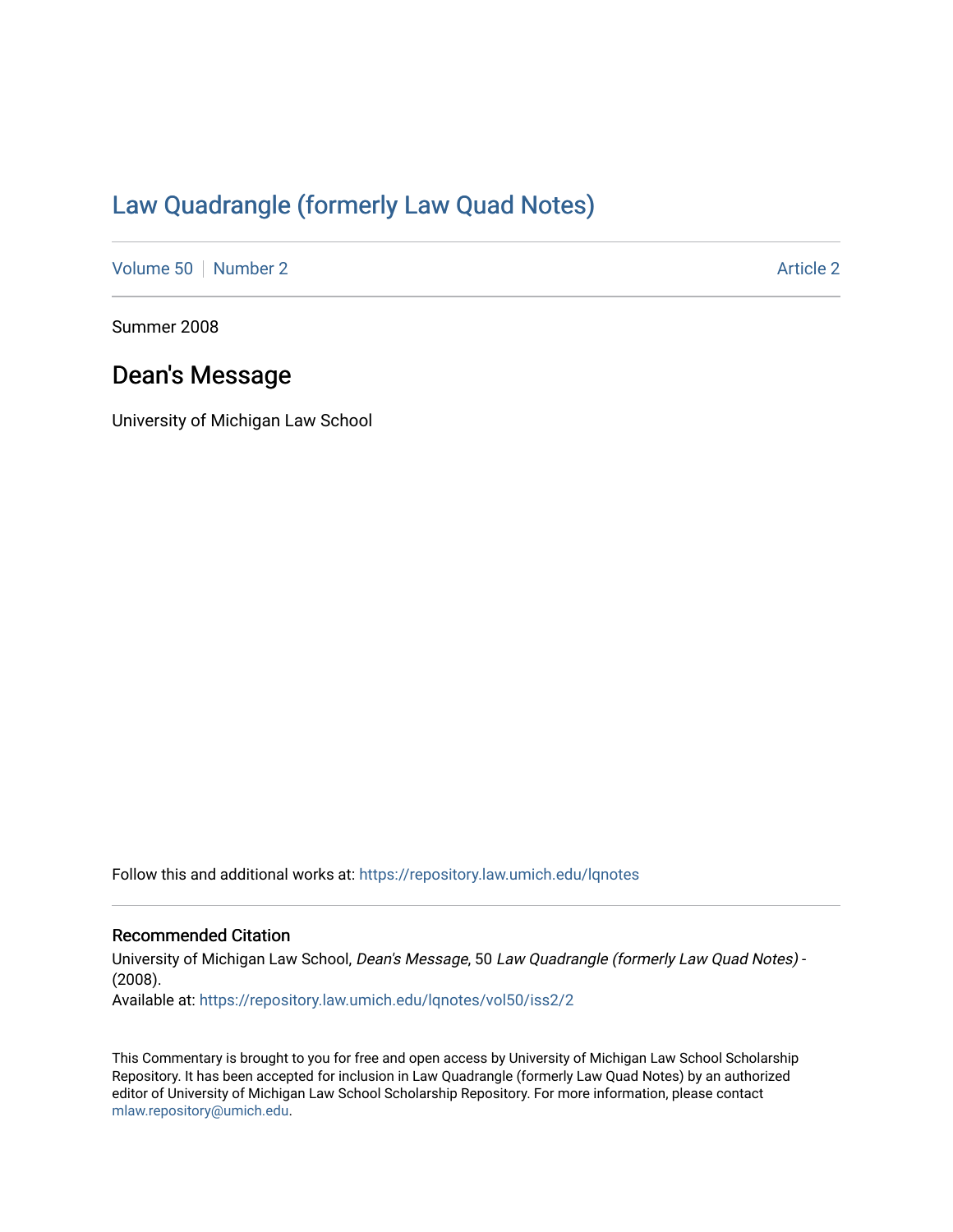# Law Quadrangle (formerly Law Quad Notes)

Volume 50 | Number 2 | Article 2

Summer 2008

## Dean's Message

University of Michigan Law School

Follow this and additional works at: https://repository.law.umich.edu/lqnotes

### Recommended Citation

University of Michigan Law School, *Dean's Message*, 50 *Law Quadrangle (formerly Law Quad Notes)* - (2008).
Available at: https://repository.law.umich.edu/lqnotes/vol50/iss2/2

This Commentary is brought to you for free and open access by University of Michigan Law School Scholarship Repository. It has been accepted for inclusion in Law Quadrangle (formerly Law Quad Notes) by an authorized editor of University of Michigan Law School Scholarship Repository. For more information, please contact mlaw.repository@umich.edu.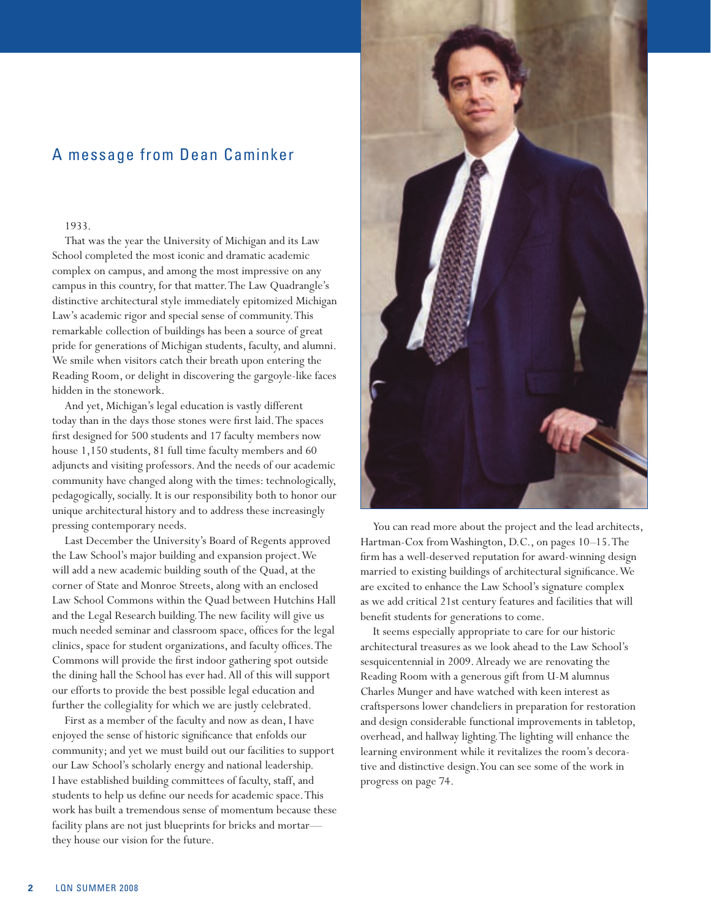# A message from Dean Caminker

1933.

That was the year the University of Michigan and its Law School completed the most iconic and dramatic academic complex on campus, and among the most impressive on any campus in this country, for that matter. The Law Quadrangle's distinctive architectural style immediately epitomized Michigan Law's academic rigor and special sense of community. This remarkable collection of buildings has been a source of great pride for generations of Michigan students, faculty, and alumni. We smile when visitors catch their breath upon entering the Reading Room, or delight in discovering the gargoyle-like faces hidden in the stonework.

And yet, Michigan's legal education is vastly different today than in the days those stones were first laid. The spaces first designed for 500 students and 17 faculty members now house 1,150 students, 81 full time faculty members and 60 adjuncts and visiting professors. And the needs of our academic community have changed along with the times: technologically, pedagogically, socially. It is our responsibility both to honor our unique architectural history and to address these increasingly pressing contemporary needs.

Last December the University's Board of Regents approved the Law School's major building and expansion project. We will add a new academic building south of the Quad, at the corner of State and Monroe Streets, along with an enclosed Law School Commons within the Quad between Hutchins Hall and the Legal Research building. The new facility will give us much needed seminar and classroom space, offices for the legal clinics, space for student organizations, and faculty offices. The Commons will provide the first indoor gathering spot outside the dining hall the School has ever had. All of this will support our efforts to provide the best possible legal education and further the collegiality for which we are justly celebrated.

First as a member of the faculty and now as dean, I have enjoyed the sense of historic significance that enfolds our community; and yet we must build out our facilities to support our Law School's scholarly energy and national leadership. I have established building committees of faculty, staff, and students to help us define our needs for academic space. This work has built a tremendous sense of momentum because these facility plans are not just blueprints for bricks and mortar—they house our vision for the future.

You can read more about the project and the lead architects, Hartman-Cox from Washington, D.C., on pages 10–15. The firm has a well-deserved reputation for award-winning design married to existing buildings of architectural significance. We are excited to enhance the Law School's signature complex as we add critical 21st century features and facilities that will benefit students for generations to come.

It seems especially appropriate to care for our historic architectural treasures as we look ahead to the Law School's sesquicentennial in 2009. Already we are renovating the Reading Room with a generous gift from U-M alumnus Charles Munger and have watched with keen interest as craftspersons lower chandeliers in preparation for restoration and design considerable functional improvements in tabletop, overhead, and hallway lighting. The lighting will enhance the learning environment while it revitalizes the room's decorative and distinctive design. You can see some of the work in progress on page 74.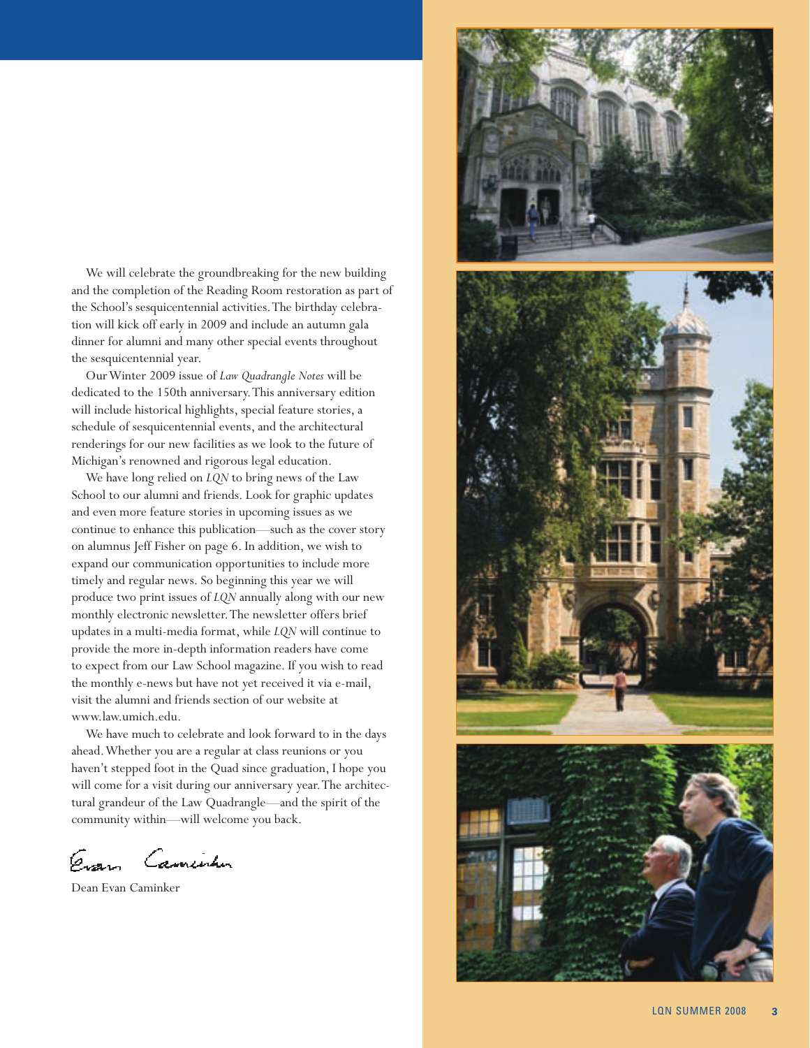We will celebrate the groundbreaking for the new building and the completion of the Reading Room restoration as part of the School's sesquicentennial activities. The birthday celebration will kick off early in 2009 and include an autumn gala dinner for alumni and many other special events throughout the sesquicentennial year.

Our Winter 2009 issue of *Law Quadrangle Notes* will be dedicated to the 150th anniversary. This anniversary edition will include historical highlights, special feature stories, a schedule of sesquicentennial events, and the architectural renderings for our new facilities as we look to the future of Michigan's renowned and rigorous legal education.

We have long relied on *LQN* to bring news of the Law School to our alumni and friends. Look for graphic updates and even more feature stories in upcoming issues as we continue to enhance this publication—such as the cover story on alumnus Jeff Fisher on page 6. In addition, we wish to expand our communication opportunities to include more timely and regular news. So beginning this year we will produce two print issues of *LQN* annually along with our new monthly electronic newsletter. The newsletter offers brief updates in a multi-media format, while *LQN* will continue to provide the more in-depth information readers have come to expect from our Law School magazine. If you wish to read the monthly e-news but have not yet received it via e-mail, visit the alumni and friends section of our website at www.law.umich.edu.

We have much to celebrate and look forward to in the days ahead. Whether you are a regular at class reunions or you haven't stepped foot in the Quad since graduation, I hope you will come for a visit during our anniversary year. The architectural grandeur of the Law Quadrangle—and the spirit of the community within—will welcome you back.

Evan Caminker

Dean Evan Caminker